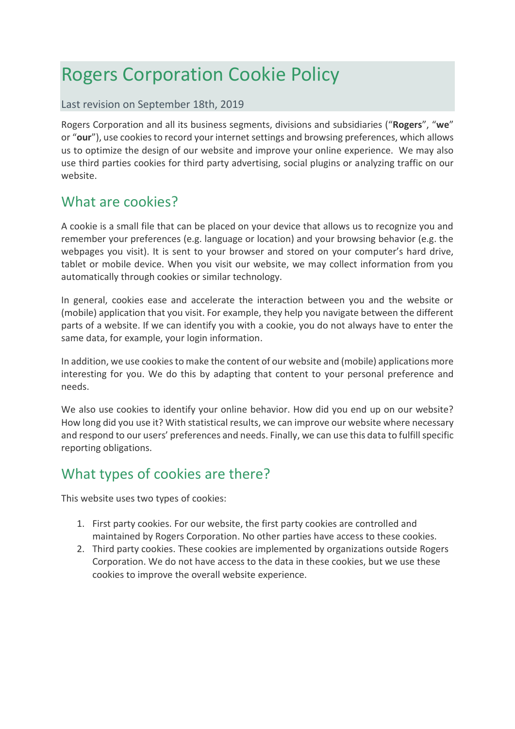# Rogers Corporation Cookie Policy

Last revision on September 18th, 2019

Rogers Corporation and all its business segments, divisions and subsidiaries ("**Rogers**", "**we**" or "**our**"), use cookies to record your internet settings and browsing preferences, which allows us to optimize the design of our website and improve your online experience. We may also use third parties cookies for third party advertising, social plugins or analyzing traffic on our website.

## What are cookies?

A cookie is a small file that can be placed on your device that allows us to recognize you and remember your preferences (e.g. language or location) and your browsing behavior (e.g. the webpages you visit). It is sent to your browser and stored on your computer's hard drive, tablet or mobile device. When you visit our website, we may collect information from you automatically through cookies or similar technology.

In general, cookies ease and accelerate the interaction between you and the website or (mobile) application that you visit. For example, they help you navigate between the different parts of a website. If we can identify you with a cookie, you do not always have to enter the same data, for example, your login information.

In addition, we use cookies to make the content of our website and (mobile) applications more interesting for you. We do this by adapting that content to your personal preference and needs.

We also use cookies to identify your online behavior. How did you end up on our website? How long did you use it? With statistical results, we can improve our website where necessary and respond to our users' preferences and needs. Finally, we can use this data to fulfill specific reporting obligations.

## What types of cookies are there?

This website uses two types of cookies:

1. First party cookies. For our website, the first party cookies are controlled and maintained by Rogers Corporation. No other parties have access to these cookies.
2. Third party cookies. These cookies are implemented by organizations outside Rogers Corporation. We do not have access to the data in these cookies, but we use these cookies to improve the overall website experience.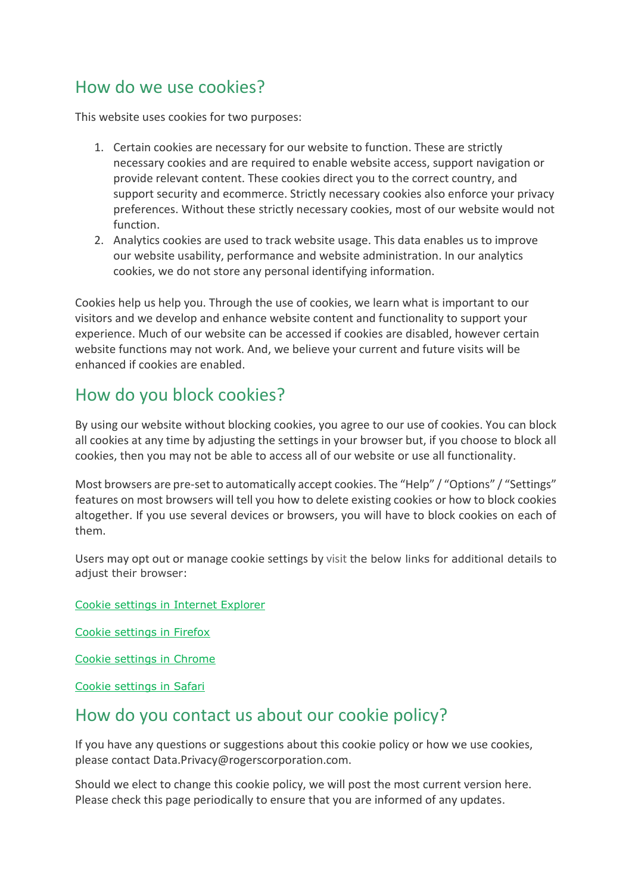## How do we use cookies?

This website uses cookies for two purposes:

1. Certain cookies are necessary for our website to function. These are strictly necessary cookies and are required to enable website access, support navigation or provide relevant content. These cookies direct you to the correct country, and support security and ecommerce. Strictly necessary cookies also enforce your privacy preferences. Without these strictly necessary cookies, most of our website would not function.
2. Analytics cookies are used to track website usage. This data enables us to improve our website usability, performance and website administration. In our analytics cookies, we do not store any personal identifying information.

Cookies help us help you. Through the use of cookies, we learn what is important to our visitors and we develop and enhance website content and functionality to support your experience. Much of our website can be accessed if cookies are disabled, however certain website functions may not work. And, we believe your current and future visits will be enhanced if cookies are enabled.

## How do you block cookies?

By using our website without blocking cookies, you agree to our use of cookies. You can block all cookies at any time by adjusting the settings in your browser but, if you choose to block all cookies, then you may not be able to access all of our website or use all functionality.

Most browsers are pre-set to automatically accept cookies. The “Help” / “Options” / “Settings” features on most browsers will tell you how to delete existing cookies or how to block cookies altogether. If you use several devices or browsers, you will have to block cookies on each of them.

Users may opt out or manage cookie settings by visit the below links for additional details to adjust their browser:

Cookie settings in Internet Explorer

Cookie settings in Firefox

Cookie settings in Chrome

Cookie settings in Safari

## How do you contact us about our cookie policy?

If you have any questions or suggestions about this cookie policy or how we use cookies, please contact Data.Privacy@rogerscorporation.com.

Should we elect to change this cookie policy, we will post the most current version here. Please check this page periodically to ensure that you are informed of any updates.